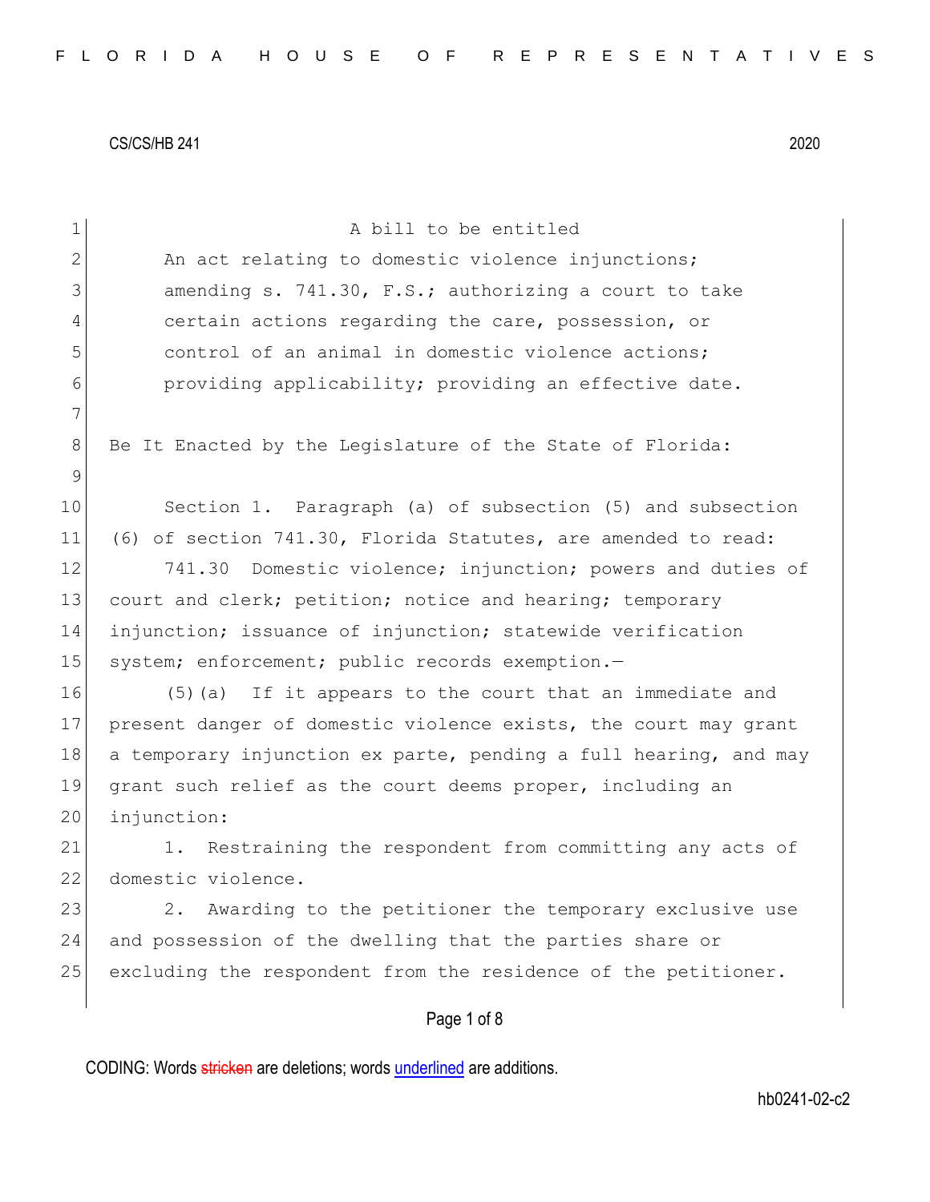CS/CS/HB 241 2020

A bill to be entitled

An act relating to domestic violence injunctions; amending s. 741.30, F.S.; authorizing a court to take certain actions regarding the care, possession, or control of an animal in domestic violence actions; providing applicability; providing an effective date.

Be It Enacted by the Legislature of the State of Florida:

Section 1. Paragraph (a) of subsection (5) and subsection (6) of section 741.30, Florida Statutes, are amended to read:

741.30 Domestic violence; injunction; powers and duties of court and clerk; petition; notice and hearing; temporary injunction; issuance of injunction; statewide verification system; enforcement; public records exemption.—

(5)(a) If it appears to the court that an immediate and present danger of domestic violence exists, the court may grant a temporary injunction ex parte, pending a full hearing, and may grant such relief as the court deems proper, including an injunction:

1. Restraining the respondent from committing any acts of domestic violence.

2. Awarding to the petitioner the temporary exclusive use and possession of the dwelling that the parties share or excluding the respondent from the residence of the petitioner.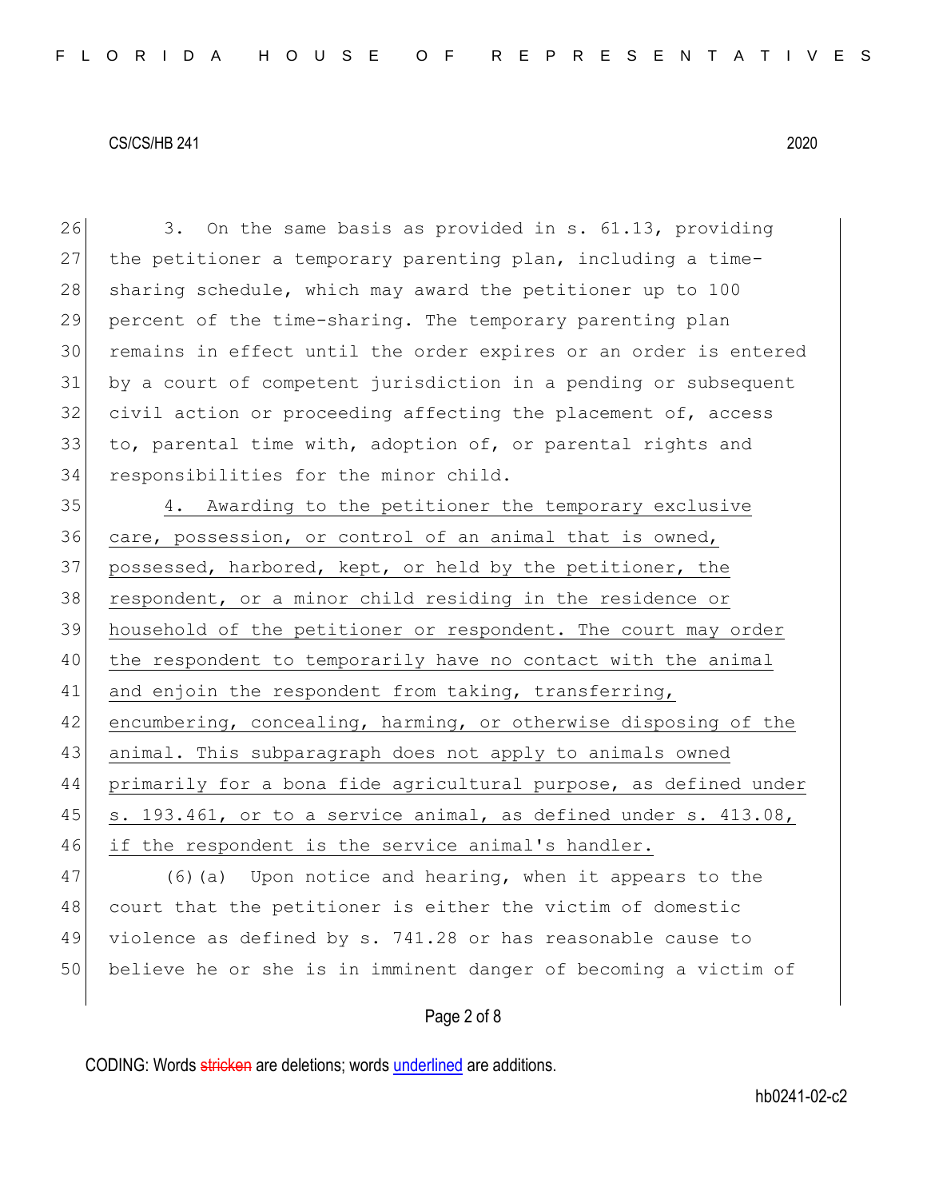3. On the same basis as provided in s. 61.13, providing the petitioner a temporary parenting plan, including a time-sharing schedule, which may award the petitioner up to 100 percent of the time-sharing. The temporary parenting plan remains in effect until the order expires or an order is entered by a court of competent jurisdiction in a pending or subsequent civil action or proceeding affecting the placement of, access to, parental time with, adoption of, or parental rights and responsibilities for the minor child.

<u>4. Awarding to the petitioner the temporary exclusive care, possession, or control of an animal that is owned, possessed, harbored, kept, or held by the petitioner, the respondent, or a minor child residing in the residence or household of the petitioner or respondent. The court may order the respondent to temporarily have no contact with the animal and enjoin the respondent from taking, transferring, encumbering, concealing, harming, or otherwise disposing of the animal. This subparagraph does not apply to animals owned primarily for a bona fide agricultural purpose, as defined under s. 193.461, or to a service animal, as defined under s. 413.08, if the respondent is the service animal's handler.</u>

(6)(a) Upon notice and hearing, when it appears to the court that the petitioner is either the victim of domestic violence as defined by s. 741.28 or has reasonable cause to believe he or she is in imminent danger of becoming a victim of

CODING: Words ~~stricken~~ are deletions; words <u>underlined</u> are additions.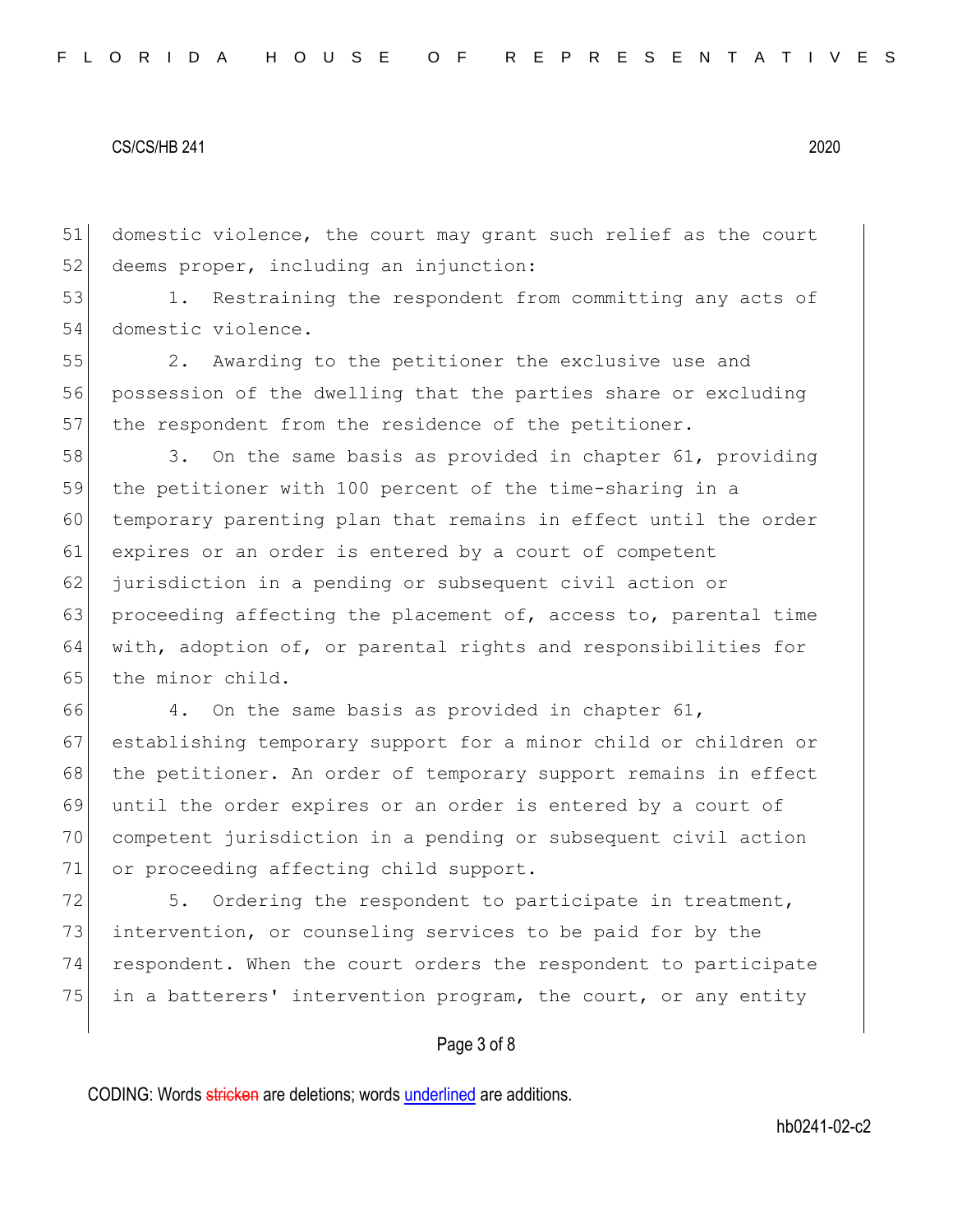domestic violence, the court may grant such relief as the court deems proper, including an injunction:

1. Restraining the respondent from committing any acts of domestic violence.

2. Awarding to the petitioner the exclusive use and possession of the dwelling that the parties share or excluding the respondent from the residence of the petitioner.

3. On the same basis as provided in chapter 61, providing the petitioner with 100 percent of the time-sharing in a temporary parenting plan that remains in effect until the order expires or an order is entered by a court of competent jurisdiction in a pending or subsequent civil action or proceeding affecting the placement of, access to, parental time with, adoption of, or parental rights and responsibilities for the minor child.

4. On the same basis as provided in chapter 61, establishing temporary support for a minor child or children or the petitioner. An order of temporary support remains in effect until the order expires or an order is entered by a court of competent jurisdiction in a pending or subsequent civil action or proceeding affecting child support.

5. Ordering the respondent to participate in treatment, intervention, or counseling services to be paid for by the respondent. When the court orders the respondent to participate in a batterers' intervention program, the court, or any entity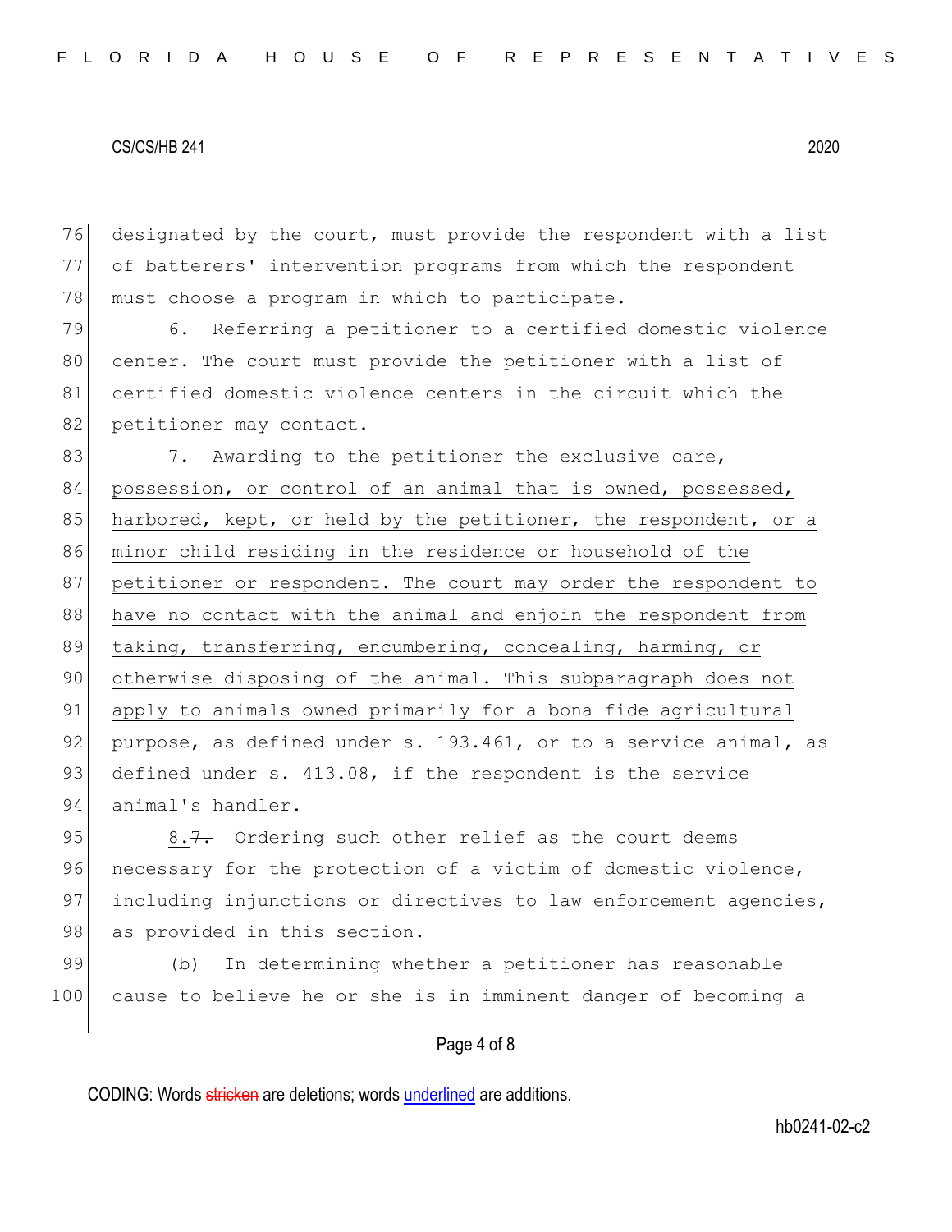designated by the court, must provide the respondent with a list of batterers' intervention programs from which the respondent must choose a program in which to participate.

6. Referring a petitioner to a certified domestic violence center. The court must provide the petitioner with a list of certified domestic violence centers in the circuit which the petitioner may contact.

7. Awarding to the petitioner the exclusive care, possession, or control of an animal that is owned, possessed, harbored, kept, or held by the petitioner, the respondent, or a minor child residing in the residence or household of the petitioner or respondent. The court may order the respondent to have no contact with the animal and enjoin the respondent from taking, transferring, encumbering, concealing, harming, or otherwise disposing of the animal. This subparagraph does not apply to animals owned primarily for a bona fide agricultural purpose, as defined under s. 193.461, or to a service animal, as defined under s. 413.08, if the respondent is the service animal's handler.

8.~~7.~~ Ordering such other relief as the court deems necessary for the protection of a victim of domestic violence, including injunctions or directives to law enforcement agencies, as provided in this section.

(b) In determining whether a petitioner has reasonable cause to believe he or she is in imminent danger of becoming a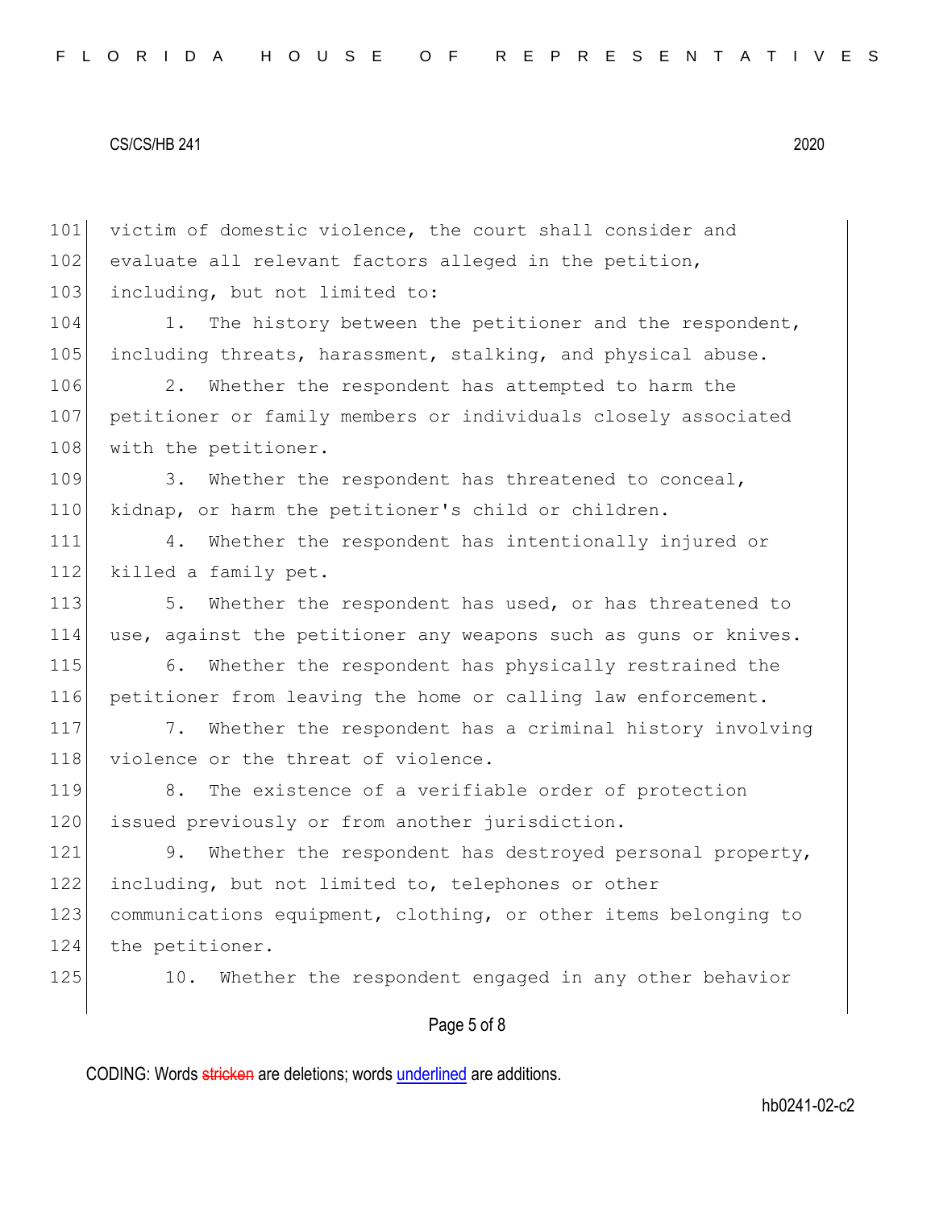victim of domestic violence, the court shall consider and evaluate all relevant factors alleged in the petition, including, but not limited to:

1. The history between the petitioner and the respondent, including threats, harassment, stalking, and physical abuse.

2. Whether the respondent has attempted to harm the petitioner or family members or individuals closely associated with the petitioner.

3. Whether the respondent has threatened to conceal, kidnap, or harm the petitioner's child or children.

4. Whether the respondent has intentionally injured or killed a family pet.

5. Whether the respondent has used, or has threatened to use, against the petitioner any weapons such as guns or knives.

6. Whether the respondent has physically restrained the petitioner from leaving the home or calling law enforcement.

7. Whether the respondent has a criminal history involving violence or the threat of violence.

8. The existence of a verifiable order of protection issued previously or from another jurisdiction.

9. Whether the respondent has destroyed personal property, including, but not limited to, telephones or other communications equipment, clothing, or other items belonging to the petitioner.

10. Whether the respondent engaged in any other behavior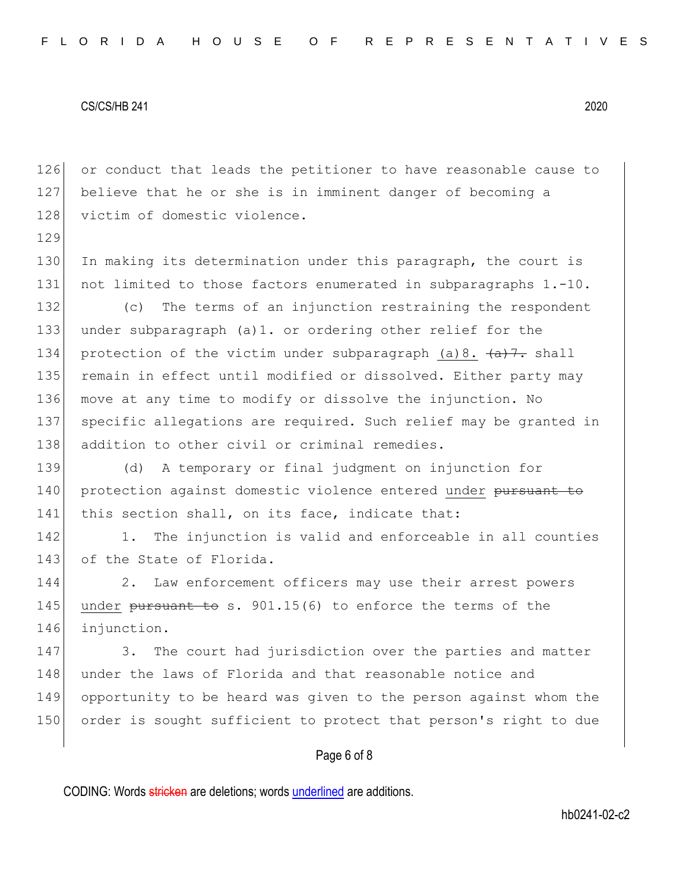or conduct that leads the petitioner to have reasonable cause to believe that he or she is in imminent danger of becoming a victim of domestic violence.

In making its determination under this paragraph, the court is not limited to those factors enumerated in subparagraphs 1.-10.

(c) The terms of an injunction restraining the respondent under subparagraph (a)1. or ordering other relief for the protection of the victim under subparagraph <u>(a)8.</u> ~~(a)7.~~ shall remain in effect until modified or dissolved. Either party may move at any time to modify or dissolve the injunction. No specific allegations are required. Such relief may be granted in addition to other civil or criminal remedies.

(d) A temporary or final judgment on injunction for protection against domestic violence entered <u>under</u> ~~pursuant to~~ this section shall, on its face, indicate that:

1. The injunction is valid and enforceable in all counties of the State of Florida.

2. Law enforcement officers may use their arrest powers <u>under</u> ~~pursuant to~~ s. 901.15(6) to enforce the terms of the injunction.

3. The court had jurisdiction over the parties and matter under the laws of Florida and that reasonable notice and opportunity to be heard was given to the person against whom the order is sought sufficient to protect that person's right to due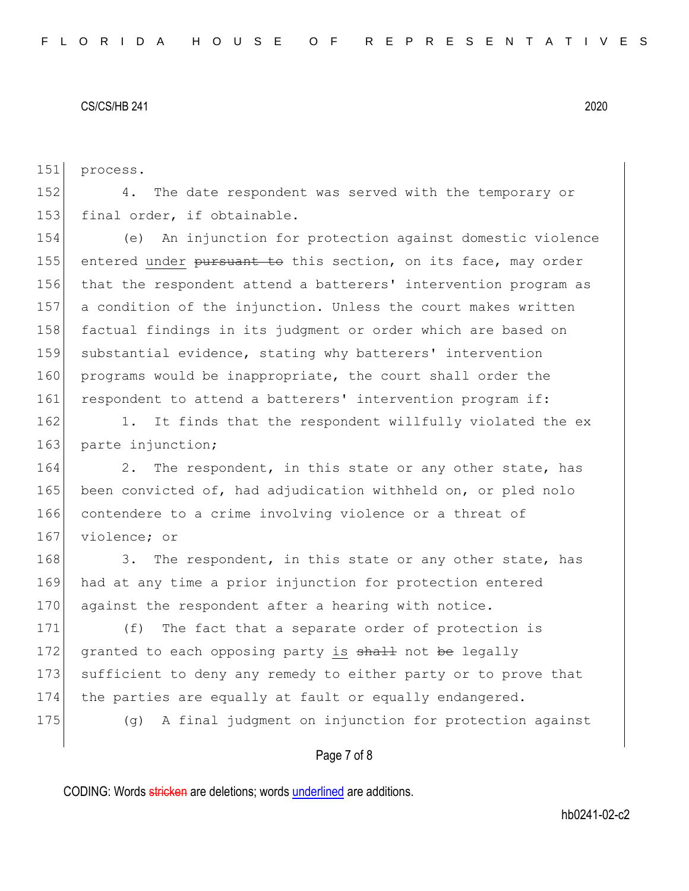151 process.

152 4. The date respondent was served with the temporary or
153 final order, if obtainable.

154 (e) An injunction for protection against domestic violence
155 entered <u>under</u> ~~pursuant to~~ this section, on its face, may order
156 that the respondent attend a batterers' intervention program as
157 a condition of the injunction. Unless the court makes written
158 factual findings in its judgment or order which are based on
159 substantial evidence, stating why batterers' intervention
160 programs would be inappropriate, the court shall order the
161 respondent to attend a batterers' intervention program if:

162 1. It finds that the respondent willfully violated the ex
163 parte injunction;

164 2. The respondent, in this state or any other state, has
165 been convicted of, had adjudication withheld on, or pled nolo
166 contendere to a crime involving violence or a threat of
167 violence; or

168 3. The respondent, in this state or any other state, has
169 had at any time a prior injunction for protection entered
170 against the respondent after a hearing with notice.

171 (f) The fact that a separate order of protection is
172 granted to each opposing party <u>is</u> ~~shall~~ not ~~be~~ legally
173 sufficient to deny any remedy to either party or to prove that
174 the parties are equally at fault or equally endangered.

175 (g) A final judgment on injunction for protection against

CODING: Words ~~stricken~~ are deletions; words <u>underlined</u> are additions.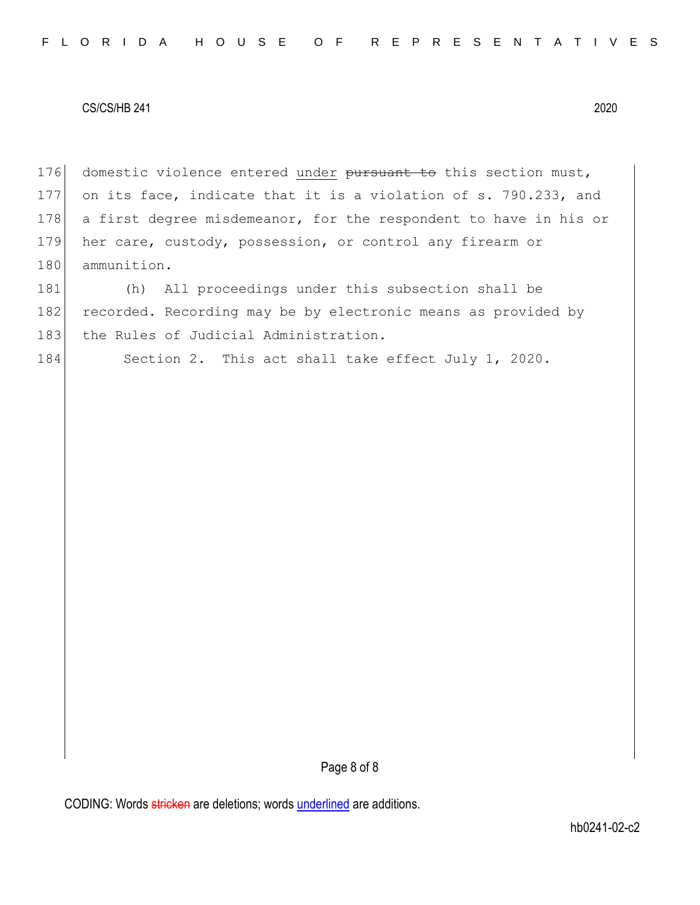176 domestic violence entered <u>under</u> ~~pursuant to~~ this section must,
177 on its face, indicate that it is a violation of s. 790.233, and
178 a first degree misdemeanor, for the respondent to have in his or
179 her care, custody, possession, or control any firearm or
180 ammunition.

181 (h) All proceedings under this subsection shall be
182 recorded. Recording may be by electronic means as provided by
183 the Rules of Judicial Administration.

184 Section 2. This act shall take effect July 1, 2020.

CODING: Words ~~stricken~~ are deletions; words <u>underlined</u> are additions.